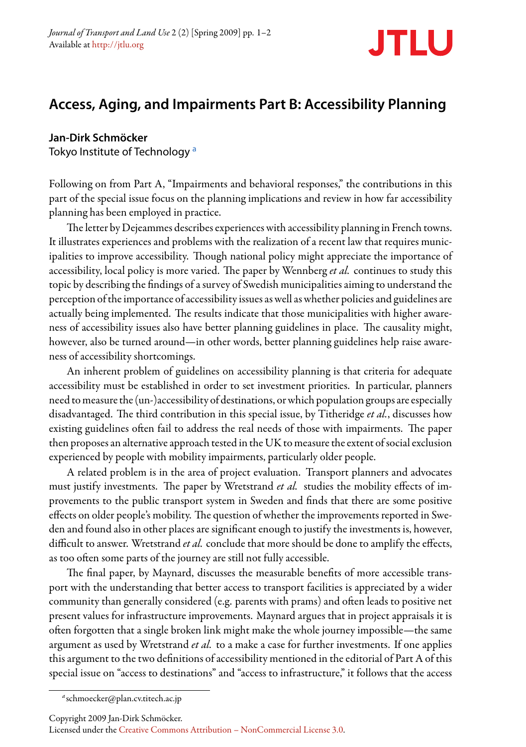# Access, Aging, and Impairments Part B: Accessibility Planning

**Jan-Dirk Schmöcker**
Tokyo Institute of Technology [a]

Following on from Part A, "Impairments and behavioral responses," the contributions in this part of the special issue focus on the planning implications and review in how far accessibility planning has been employed in practice.

The letter by Dejeammes describes experiences with accessibility planning in French towns. It illustrates experiences and problems with the realization of a recent law that requires municipalities to improve accessibility. Though national policy might appreciate the importance of accessibility, local policy is more varied. The paper by Wennberg *et al.* continues to study this topic by describing the findings of a survey of Swedish municipalities aiming to understand the perception of the importance of accessibility issues as well as whether policies and guidelines are actually being implemented. The results indicate that those municipalities with higher awareness of accessibility issues also have better planning guidelines in place. The causality might, however, also be turned around—in other words, better planning guidelines help raise awareness of accessibility shortcomings.

An inherent problem of guidelines on accessibility planning is that criteria for adequate accessibility must be established in order to set investment priorities. In particular, planners need to measure the (un-)accessibility of destinations, or which population groups are especially disadvantaged. The third contribution in this special issue, by Titheridge *et al.*, discusses how existing guidelines often fail to address the real needs of those with impairments. The paper then proposes an alternative approach tested in the UK to measure the extent of social exclusion experienced by people with mobility impairments, particularly older people.

A related problem is in the area of project evaluation. Transport planners and advocates must justify investments. The paper by Wretstrand *et al.* studies the mobility effects of improvements to the public transport system in Sweden and finds that there are some positive effects on older people's mobility. The question of whether the improvements reported in Sweden and found also in other places are significant enough to justify the investments is, however, difficult to answer. Wretstrand *et al.* conclude that more should be done to amplify the effects, as too often some parts of the journey are still not fully accessible.

The final paper, by Maynard, discusses the measurable benefits of more accessible transport with the understanding that better access to transport facilities is appreciated by a wider community than generally considered (e.g. parents with prams) and often leads to positive net present values for infrastructure improvements. Maynard argues that in project appraisals it is often forgotten that a single broken link might make the whole journey impossible—the same argument as used by Wretstrand *et al.* to a make a case for further investments. If one applies this argument to the two definitions of accessibility mentioned in the editorial of Part A of this special issue on "access to destinations" and "access to infrastructure," it follows that the access

[a] schmoecker@plan.cv.titech.ac.jp

Copyright 2009 Jan-Dirk Schmöcker.
Licensed under the Creative Commons Attribution – NonCommercial License 3.0.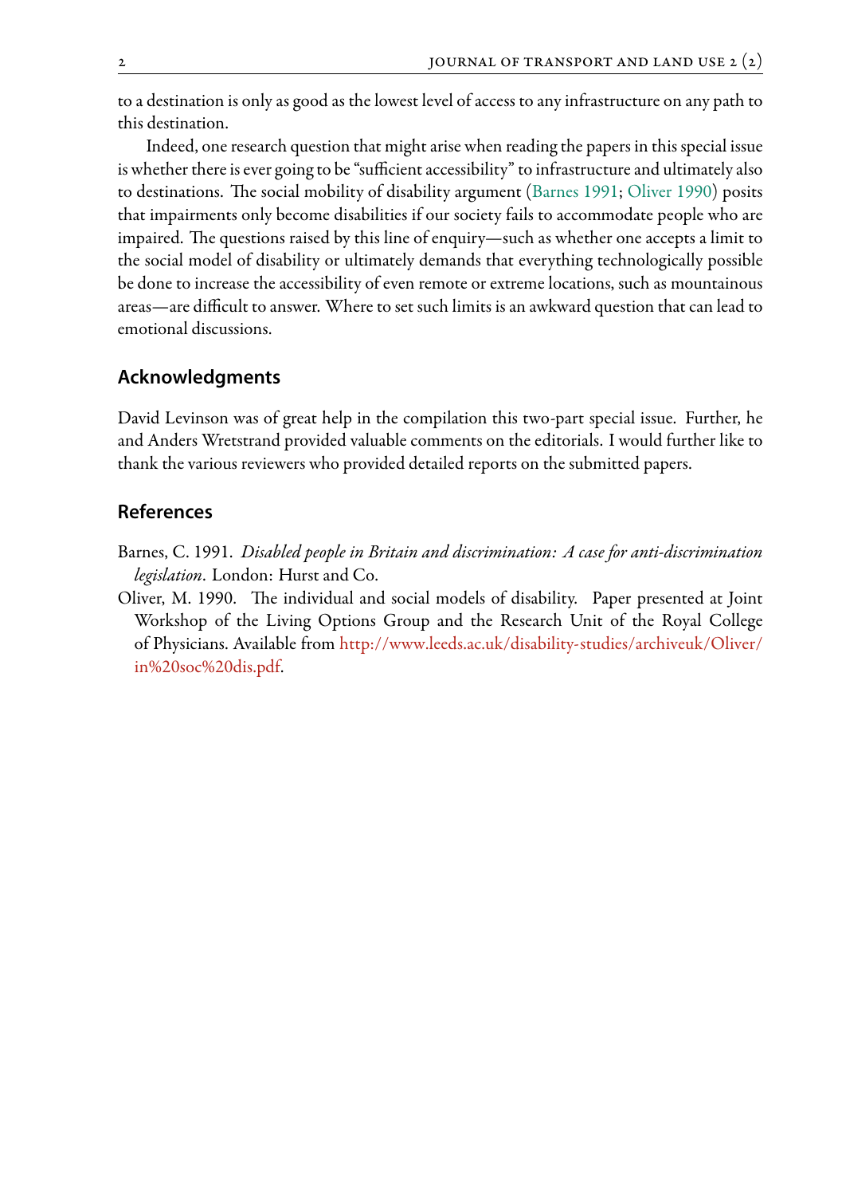to a destination is only as good as the lowest level of access to any infrastructure on any path to this destination.

Indeed, one research question that might arise when reading the papers in this special issue is whether there is ever going to be "sufficient accessibility" to infrastructure and ultimately also to destinations. The social mobility of disability argument (Barnes 1991; Oliver 1990) posits that impairments only become disabilities if our society fails to accommodate people who are impaired. The questions raised by this line of enquiry—such as whether one accepts a limit to the social model of disability or ultimately demands that everything technologically possible be done to increase the accessibility of even remote or extreme locations, such as mountainous areas—are difficult to answer. Where to set such limits is an awkward question that can lead to emotional discussions.

## Acknowledgments

David Levinson was of great help in the compilation this two-part special issue. Further, he and Anders Wretstrand provided valuable comments on the editorials. I would further like to thank the various reviewers who provided detailed reports on the submitted papers.

## References

Barnes, C. 1991. *Disabled people in Britain and discrimination: A case for anti-discrimination legislation*. London: Hurst and Co.

Oliver, M. 1990. The individual and social models of disability. Paper presented at Joint Workshop of the Living Options Group and the Research Unit of the Royal College of Physicians. Available from http://www.leeds.ac.uk/disability-studies/archiveuk/Oliver/in%20soc%20dis.pdf.